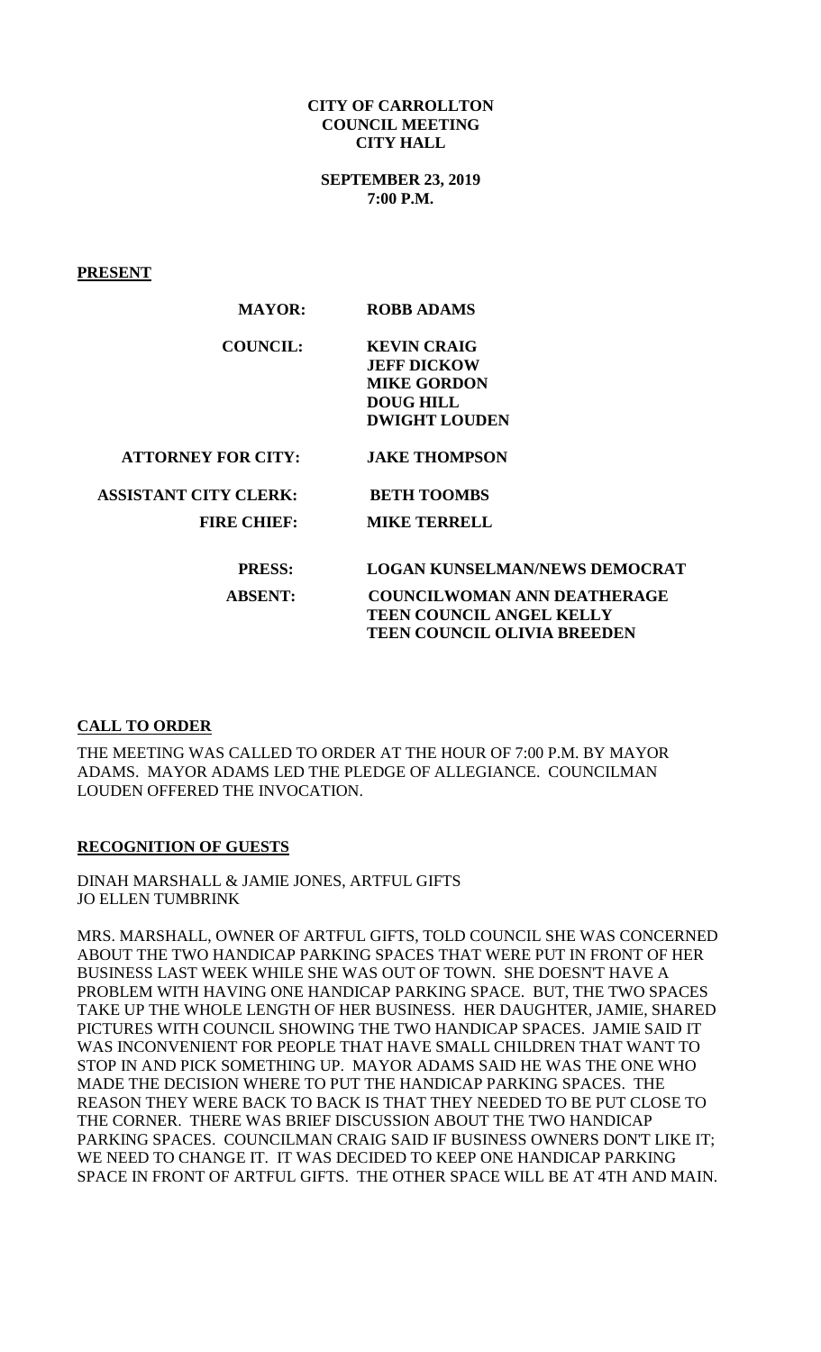**CITY OF CARROLLTON**
**COUNCIL MEETING**
**CITY HALL**

**SEPTEMBER 23, 2019**
**7:00 P.M.**

**PRESENT**

| | |
|---|---|
| **MAYOR:** | **ROBB ADAMS** |
| **COUNCIL:** | **KEVIN CRAIG**<br>**JEFF DICKOW**<br>**MIKE GORDON**<br>**DOUG HILL**<br>**DWIGHT LOUDEN** |
| **ATTORNEY FOR CITY:** | **JAKE THOMPSON** |
| **ASSISTANT CITY CLERK:** | **BETH TOOMBS** |
| **FIRE CHIEF:** | **MIKE TERRELL** |
| **PRESS:** | **LOGAN KUNSELMAN/NEWS DEMOCRAT** |
| **ABSENT:** | **COUNCILWOMAN ANN DEATHERAGE**<br>**TEEN COUNCIL ANGEL KELLY**<br>**TEEN COUNCIL OLIVIA BREEDEN** |

**CALL TO ORDER**

THE MEETING WAS CALLED TO ORDER AT THE HOUR OF 7:00 P.M. BY MAYOR ADAMS. MAYOR ADAMS LED THE PLEDGE OF ALLEGIANCE. COUNCILMAN LOUDEN OFFERED THE INVOCATION.

**RECOGNITION OF GUESTS**

DINAH MARSHALL & JAMIE JONES, ARTFUL GIFTS
JO ELLEN TUMBRINK

MRS. MARSHALL, OWNER OF ARTFUL GIFTS, TOLD COUNCIL SHE WAS CONCERNED ABOUT THE TWO HANDICAP PARKING SPACES THAT WERE PUT IN FRONT OF HER BUSINESS LAST WEEK WHILE SHE WAS OUT OF TOWN. SHE DOESN'T HAVE A PROBLEM WITH HAVING ONE HANDICAP PARKING SPACE. BUT, THE TWO SPACES TAKE UP THE WHOLE LENGTH OF HER BUSINESS. HER DAUGHTER, JAMIE, SHARED PICTURES WITH COUNCIL SHOWING THE TWO HANDICAP SPACES. JAMIE SAID IT WAS INCONVENIENT FOR PEOPLE THAT HAVE SMALL CHILDREN THAT WANT TO STOP IN AND PICK SOMETHING UP. MAYOR ADAMS SAID HE WAS THE ONE WHO MADE THE DECISION WHERE TO PUT THE HANDICAP PARKING SPACES. THE REASON THEY WERE BACK TO BACK IS THAT THEY NEEDED TO BE PUT CLOSE TO THE CORNER. THERE WAS BRIEF DISCUSSION ABOUT THE TWO HANDICAP PARKING SPACES. COUNCILMAN CRAIG SAID IF BUSINESS OWNERS DON'T LIKE IT; WE NEED TO CHANGE IT. IT WAS DECIDED TO KEEP ONE HANDICAP PARKING SPACE IN FRONT OF ARTFUL GIFTS. THE OTHER SPACE WILL BE AT 4TH AND MAIN.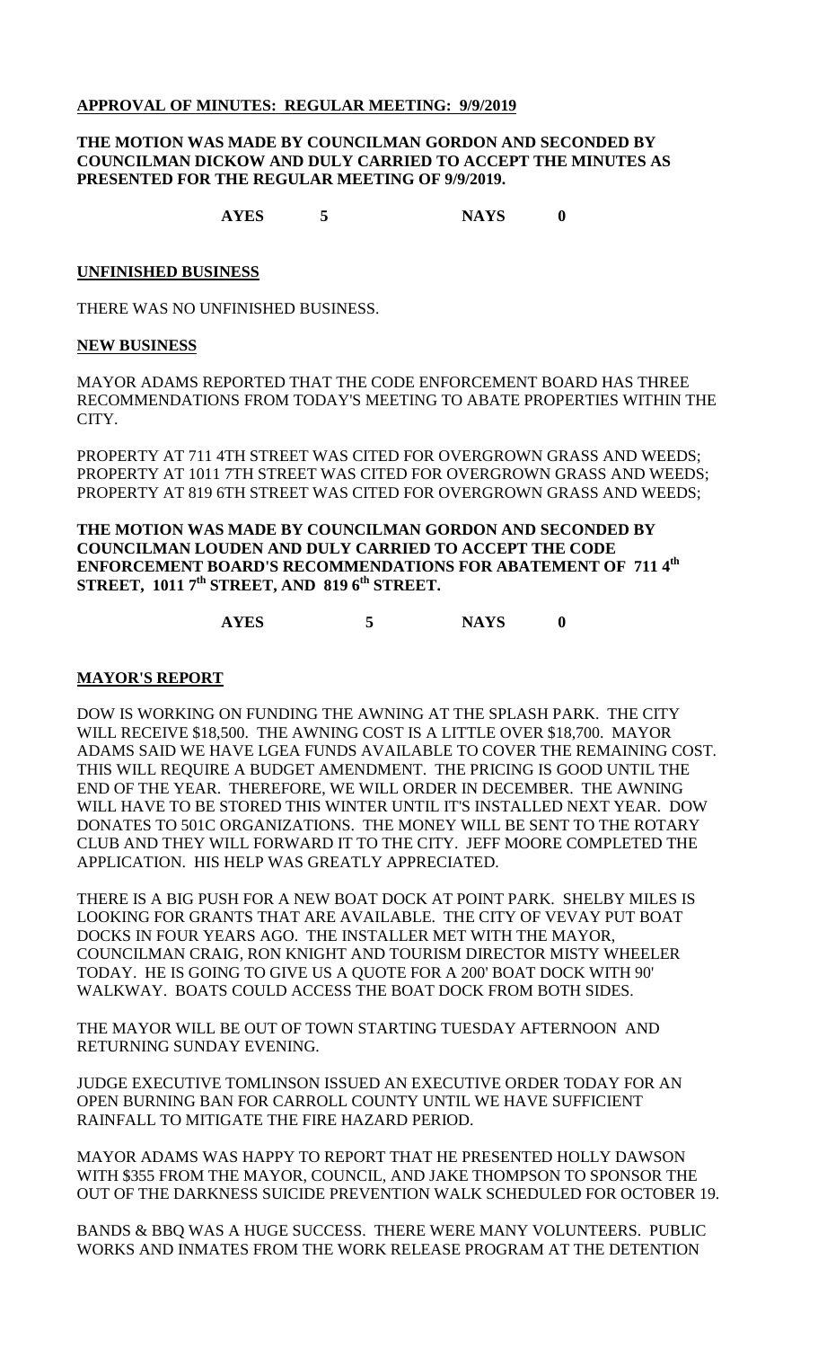**APPROVAL OF MINUTES: REGULAR MEETING: 9/9/2019**

**THE MOTION WAS MADE BY COUNCILMAN GORDON AND SECONDED BY COUNCILMAN DICKOW AND DULY CARRIED TO ACCEPT THE MINUTES AS PRESENTED FOR THE REGULAR MEETING OF 9/9/2019.**

**AYES 5 NAYS 0**

**UNFINISHED BUSINESS**

THERE WAS NO UNFINISHED BUSINESS.

**NEW BUSINESS**

MAYOR ADAMS REPORTED THAT THE CODE ENFORCEMENT BOARD HAS THREE RECOMMENDATIONS FROM TODAY'S MEETING TO ABATE PROPERTIES WITHIN THE CITY.

PROPERTY AT 711 4TH STREET WAS CITED FOR OVERGROWN GRASS AND WEEDS;
PROPERTY AT 1011 7TH STREET WAS CITED FOR OVERGROWN GRASS AND WEEDS;
PROPERTY AT 819 6TH STREET WAS CITED FOR OVERGROWN GRASS AND WEEDS;

**THE MOTION WAS MADE BY COUNCILMAN GORDON AND SECONDED BY COUNCILMAN LOUDEN AND DULY CARRIED TO ACCEPT THE CODE ENFORCEMENT BOARD'S RECOMMENDATIONS FOR ABATEMENT OF 711 4th STREET, 1011 7th STREET, AND 819 6th STREET.**

**AYES 5 NAYS 0**

**MAYOR'S REPORT**

DOW IS WORKING ON FUNDING THE AWNING AT THE SPLASH PARK. THE CITY WILL RECEIVE $18,500. THE AWNING COST IS A LITTLE OVER $18,700. MAYOR ADAMS SAID WE HAVE LGEA FUNDS AVAILABLE TO COVER THE REMAINING COST. THIS WILL REQUIRE A BUDGET AMENDMENT. THE PRICING IS GOOD UNTIL THE END OF THE YEAR. THEREFORE, WE WILL ORDER IN DECEMBER. THE AWNING WILL HAVE TO BE STORED THIS WINTER UNTIL IT'S INSTALLED NEXT YEAR. DOW DONATES TO 501C ORGANIZATIONS. THE MONEY WILL BE SENT TO THE ROTARY CLUB AND THEY WILL FORWARD IT TO THE CITY. JEFF MOORE COMPLETED THE APPLICATION. HIS HELP WAS GREATLY APPRECIATED.

THERE IS A BIG PUSH FOR A NEW BOAT DOCK AT POINT PARK. SHELBY MILES IS LOOKING FOR GRANTS THAT ARE AVAILABLE. THE CITY OF VEVAY PUT BOAT DOCKS IN FOUR YEARS AGO. THE INSTALLER MET WITH THE MAYOR, COUNCILMAN CRAIG, RON KNIGHT AND TOURISM DIRECTOR MISTY WHEELER TODAY. HE IS GOING TO GIVE US A QUOTE FOR A 200' BOAT DOCK WITH 90' WALKWAY. BOATS COULD ACCESS THE BOAT DOCK FROM BOTH SIDES.

THE MAYOR WILL BE OUT OF TOWN STARTING TUESDAY AFTERNOON AND RETURNING SUNDAY EVENING.

JUDGE EXECUTIVE TOMLINSON ISSUED AN EXECUTIVE ORDER TODAY FOR AN OPEN BURNING BAN FOR CARROLL COUNTY UNTIL WE HAVE SUFFICIENT RAINFALL TO MITIGATE THE FIRE HAZARD PERIOD.

MAYOR ADAMS WAS HAPPY TO REPORT THAT HE PRESENTED HOLLY DAWSON WITH $355 FROM THE MAYOR, COUNCIL, AND JAKE THOMPSON TO SPONSOR THE OUT OF THE DARKNESS SUICIDE PREVENTION WALK SCHEDULED FOR OCTOBER 19.

BANDS & BBQ WAS A HUGE SUCCESS. THERE WERE MANY VOLUNTEERS. PUBLIC WORKS AND INMATES FROM THE WORK RELEASE PROGRAM AT THE DETENTION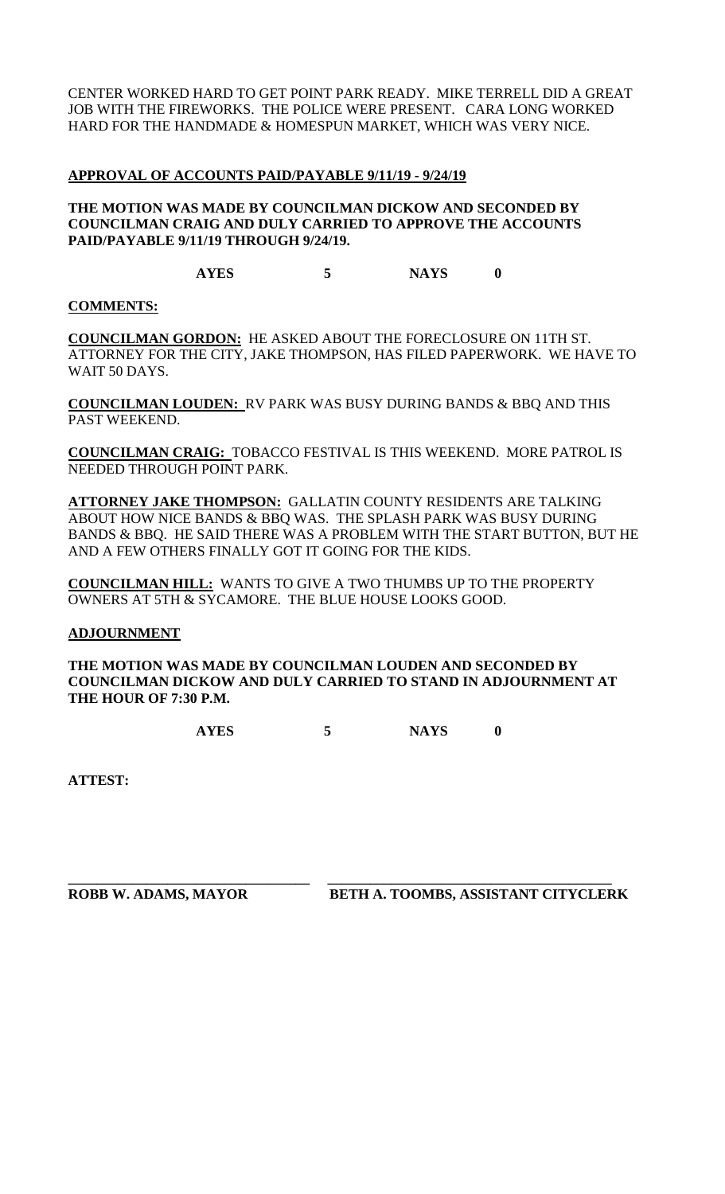CENTER WORKED HARD TO GET POINT PARK READY. MIKE TERRELL DID A GREAT JOB WITH THE FIREWORKS. THE POLICE WERE PRESENT. CARA LONG WORKED HARD FOR THE HANDMADE & HOMESPUN MARKET, WHICH WAS VERY NICE.

**APPROVAL OF ACCOUNTS PAID/PAYABLE 9/11/19 - 9/24/19**

**THE MOTION WAS MADE BY COUNCILMAN DICKOW AND SECONDED BY COUNCILMAN CRAIG AND DULY CARRIED TO APPROVE THE ACCOUNTS PAID/PAYABLE 9/11/19 THROUGH 9/24/19.**

**AYES 5 NAYS 0**

**COMMENTS:**

**COUNCILMAN GORDON:** HE ASKED ABOUT THE FORECLOSURE ON 11TH ST. ATTORNEY FOR THE CITY, JAKE THOMPSON, HAS FILED PAPERWORK. WE HAVE TO WAIT 50 DAYS.

**COUNCILMAN LOUDEN:** RV PARK WAS BUSY DURING BANDS & BBQ AND THIS PAST WEEKEND.

**COUNCILMAN CRAIG:** TOBACCO FESTIVAL IS THIS WEEKEND. MORE PATROL IS NEEDED THROUGH POINT PARK.

**ATTORNEY JAKE THOMPSON:** GALLATIN COUNTY RESIDENTS ARE TALKING ABOUT HOW NICE BANDS & BBQ WAS. THE SPLASH PARK WAS BUSY DURING BANDS & BBQ. HE SAID THERE WAS A PROBLEM WITH THE START BUTTON, BUT HE AND A FEW OTHERS FINALLY GOT IT GOING FOR THE KIDS.

**COUNCILMAN HILL:** WANTS TO GIVE A TWO THUMBS UP TO THE PROPERTY OWNERS AT 5TH & SYCAMORE. THE BLUE HOUSE LOOKS GOOD.

**ADJOURNMENT**

**THE MOTION WAS MADE BY COUNCILMAN LOUDEN AND SECONDED BY COUNCILMAN DICKOW AND DULY CARRIED TO STAND IN ADJOURNMENT AT THE HOUR OF 7:30 P.M.**

**AYES 5 NAYS 0**

**ATTEST:**

\_\_\_\_\_\_\_\_\_\_\_\_\_\_\_\_\_\_\_\_\_\_\_\_\_\_\_\_\_\_
**ROBB W. ADAMS, MAYOR**

\_\_\_\_\_\_\_\_\_\_\_\_\_\_\_\_\_\_\_\_\_\_\_\_\_\_\_\_\_\_
**BETH A. TOOMBS, ASSISTANT CITYCLERK**